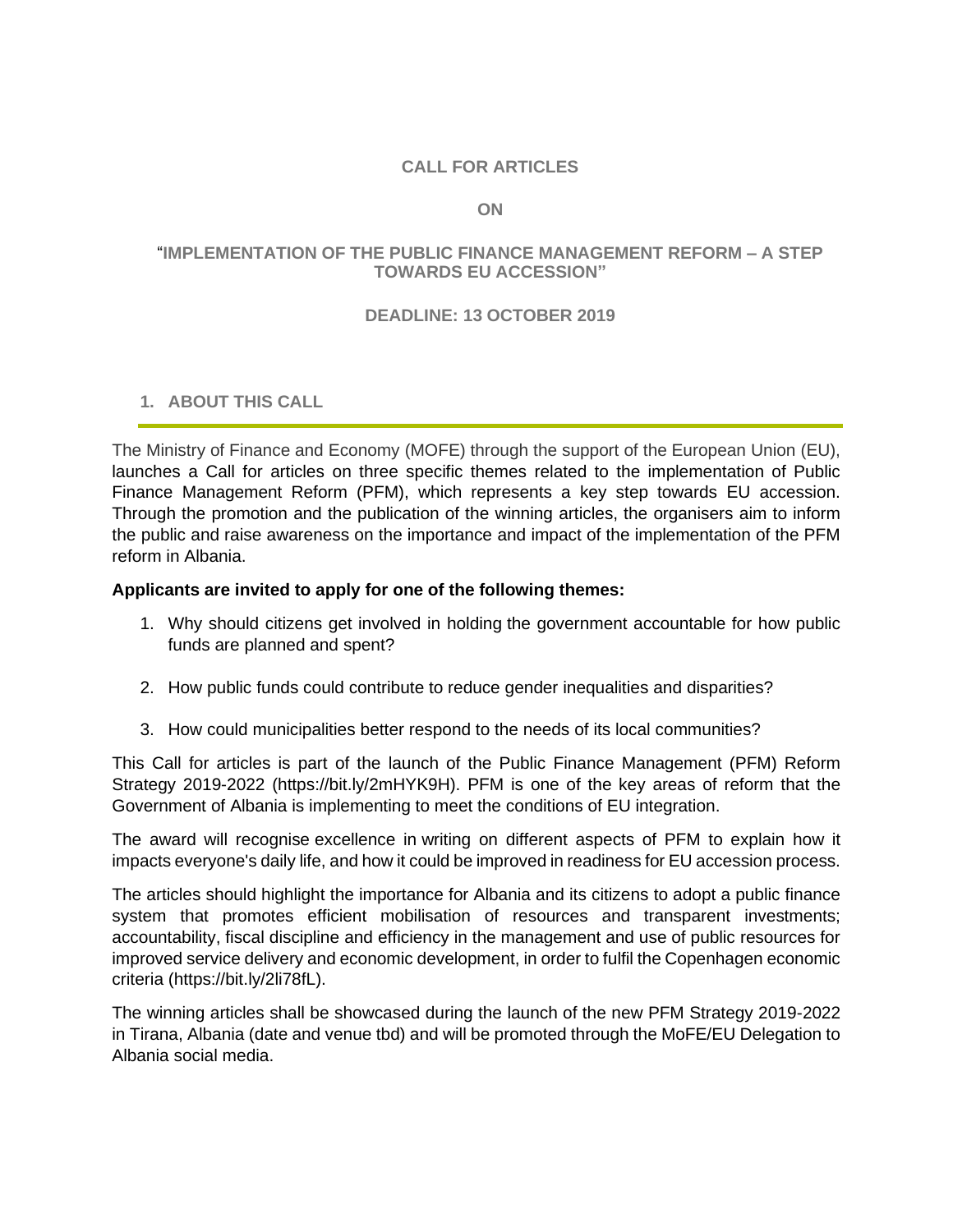# CALL FOR ARTICLES

# ON

# "IMPLEMENTATION OF THE PUBLIC FINANCE MANAGEMENT REFORM – A STEP TOWARDS EU ACCESSION"

# DEADLINE: 13 OCTOBER 2019

## 1. ABOUT THIS CALL

The Ministry of Finance and Economy (MOFE) through the support of the European Union (EU), launches a Call for articles on three specific themes related to the implementation of Public Finance Management Reform (PFM), which represents a key step towards EU accession. Through the promotion and the publication of the winning articles, the organisers aim to inform the public and raise awareness on the importance and impact of the implementation of the PFM reform in Albania.

**Applicants are invited to apply for one of the following themes:**

1. Why should citizens get involved in holding the government accountable for how public funds are planned and spent?

2. How public funds could contribute to reduce gender inequalities and disparities?

3. How could municipalities better respond to the needs of its local communities?

This Call for articles is part of the launch of the Public Finance Management (PFM) Reform Strategy 2019-2022 (https://bit.ly/2mHYK9H). PFM is one of the key areas of reform that the Government of Albania is implementing to meet the conditions of EU integration.

The award will recognise excellence in writing on different aspects of PFM to explain how it impacts everyone's daily life, and how it could be improved in readiness for EU accession process.

The articles should highlight the importance for Albania and its citizens to adopt a public finance system that promotes efficient mobilisation of resources and transparent investments; accountability, fiscal discipline and efficiency in the management and use of public resources for improved service delivery and economic development, in order to fulfil the Copenhagen economic criteria (https://bit.ly/2li78fL).

The winning articles shall be showcased during the launch of the new PFM Strategy 2019-2022 in Tirana, Albania (date and venue tbd) and will be promoted through the MoFE/EU Delegation to Albania social media.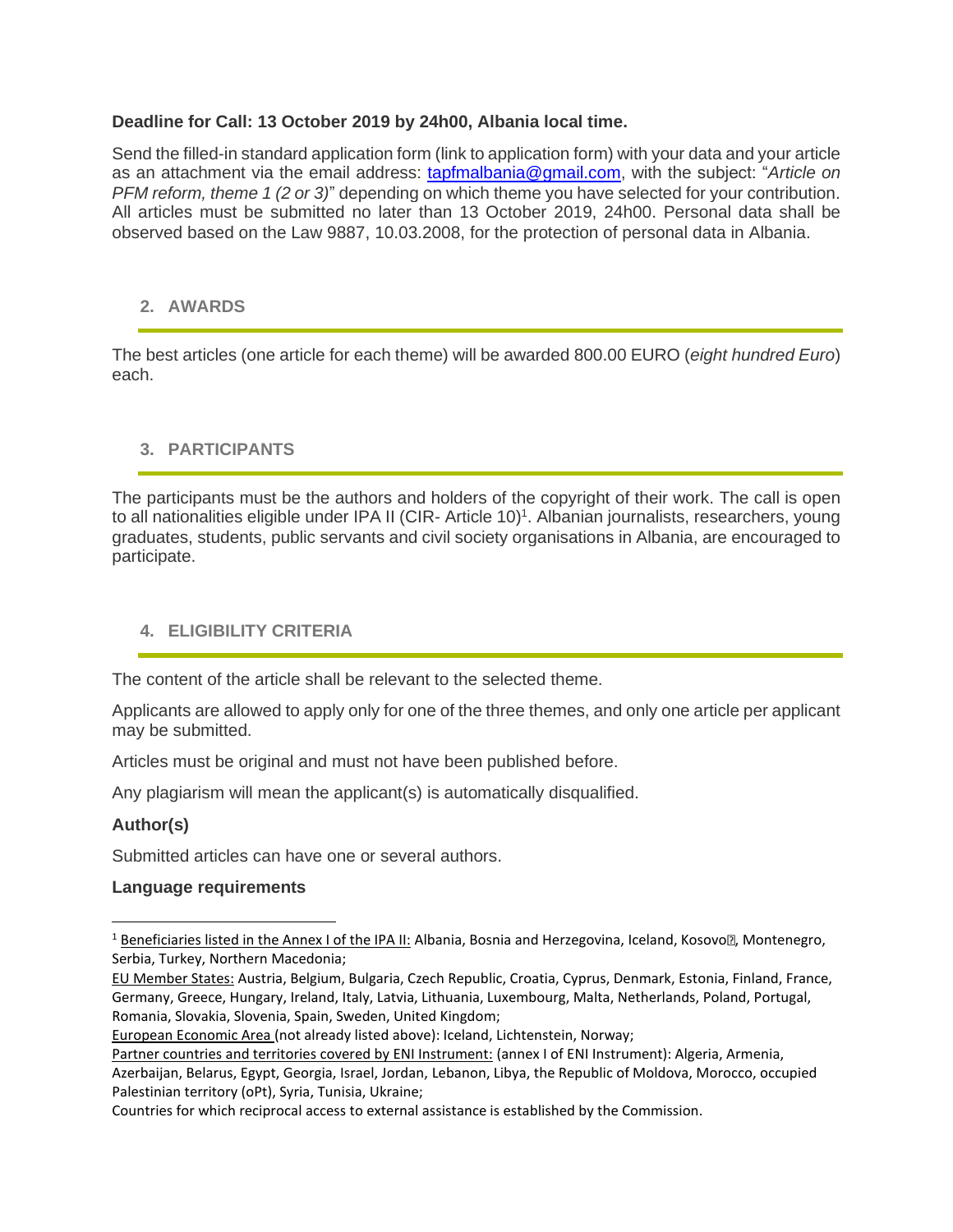**Deadline for Call: 13 October 2019 by 24h00, Albania local time.**

Send the filled-in standard application form (link to application form) with your data and your article as an attachment via the email address: [tapfmalbania@gmail.com](mailto:tapfmalbania@gmail.com), with the subject: "*Article on PFM reform, theme 1 (2 or 3)*" depending on which theme you have selected for your contribution. All articles must be submitted no later than 13 October 2019, 24h00. Personal data shall be observed based on the Law 9887, 10.03.2008, for the protection of personal data in Albania.

## 2. AWARDS

The best articles (one article for each theme) will be awarded 800.00 EURO (*eight hundred Euro*) each.

## 3. PARTICIPANTS

The participants must be the authors and holders of the copyright of their work. The call is open to all nationalities eligible under IPA II (CIR- Article 10)[1]. Albanian journalists, researchers, young graduates, students, public servants and civil society organisations in Albania, are encouraged to participate.

## 4. ELIGIBILITY CRITERIA

The content of the article shall be relevant to the selected theme.

Applicants are allowed to apply only for one of the three themes, and only one article per applicant may be submitted.

Articles must be original and must not have been published before.

Any plagiarism will mean the applicant(s) is automatically disqualified.

**Author(s)**

Submitted articles can have one or several authors.

**Language requirements**

---

[1] Beneficiaries listed in the Annex I of the IPA II: Albania, Bosnia and Herzegovina, Iceland, Kosovo, Montenegro, Serbia, Turkey, Northern Macedonia;

EU Member States: Austria, Belgium, Bulgaria, Czech Republic, Croatia, Cyprus, Denmark, Estonia, Finland, France, Germany, Greece, Hungary, Ireland, Italy, Latvia, Lithuania, Luxembourg, Malta, Netherlands, Poland, Portugal, Romania, Slovakia, Slovenia, Spain, Sweden, United Kingdom;

European Economic Area (not already listed above): Iceland, Lichtenstein, Norway;

Partner countries and territories covered by ENI Instrument: (annex I of ENI Instrument): Algeria, Armenia, Azerbaijan, Belarus, Egypt, Georgia, Israel, Jordan, Lebanon, Libya, the Republic of Moldova, Morocco, occupied Palestinian territory (oPt), Syria, Tunisia, Ukraine;

Countries for which reciprocal access to external assistance is established by the Commission.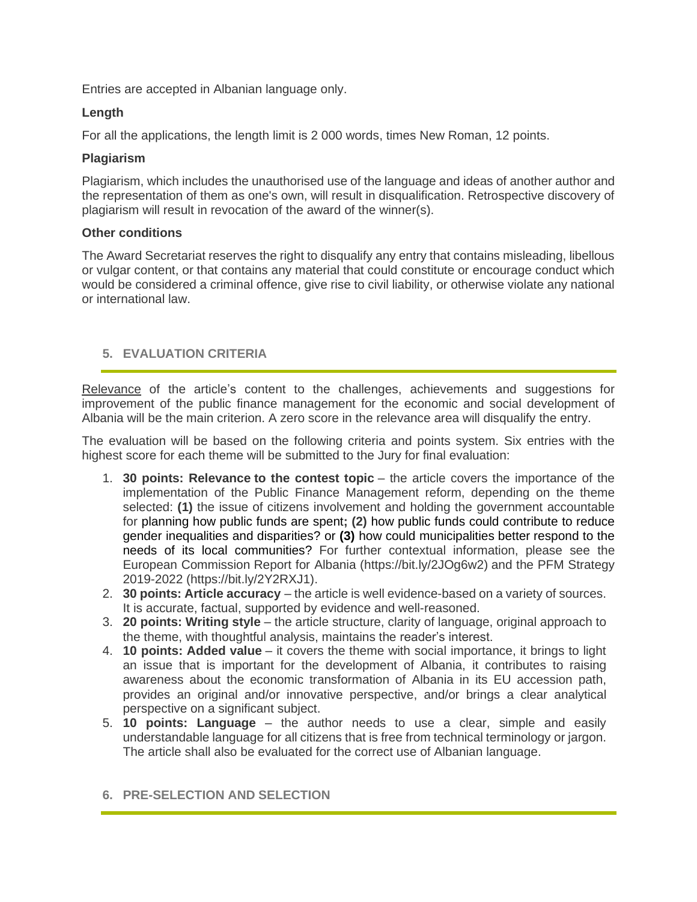Entries are accepted in Albanian language only.

**Length**

For all the applications, the length limit is 2 000 words, times New Roman, 12 points.

**Plagiarism**

Plagiarism, which includes the unauthorised use of the language and ideas of another author and the representation of them as one's own, will result in disqualification. Retrospective discovery of plagiarism will result in revocation of the award of the winner(s).

**Other conditions**

The Award Secretariat reserves the right to disqualify any entry that contains misleading, libellous or vulgar content, or that contains any material that could constitute or encourage conduct which would be considered a criminal offence, give rise to civil liability, or otherwise violate any national or international law.

## 5. EVALUATION CRITERIA

Relevance of the article's content to the challenges, achievements and suggestions for improvement of the public finance management for the economic and social development of Albania will be the main criterion. A zero score in the relevance area will disqualify the entry.

The evaluation will be based on the following criteria and points system. Six entries with the highest score for each theme will be submitted to the Jury for final evaluation:

1. **30 points: Relevance to the contest topic** – the article covers the importance of the implementation of the Public Finance Management reform, depending on the theme selected: **(1)** the issue of citizens involvement and holding the government accountable for planning how public funds are spent**;** **(2)** how public funds could contribute to reduce gender inequalities and disparities? or **(3)** how could municipalities better respond to the needs of its local communities? For further contextual information, please see the European Commission Report for Albania (https://bit.ly/2JOg6w2) and the PFM Strategy 2019-2022 (https://bit.ly/2Y2RXJ1).
2. **30 points: Article accuracy** – the article is well evidence-based on a variety of sources. It is accurate, factual, supported by evidence and well-reasoned.
3. **20 points: Writing style** – the article structure, clarity of language, original approach to the theme, with thoughtful analysis, maintains the reader's interest.
4. **10 points: Added value** – it covers the theme with social importance, it brings to light an issue that is important for the development of Albania, it contributes to raising awareness about the economic transformation of Albania in its EU accession path, provides an original and/or innovative perspective, and/or brings a clear analytical perspective on a significant subject.
5. **10 points: Language** – the author needs to use a clear, simple and easily understandable language for all citizens that is free from technical terminology or jargon. The article shall also be evaluated for the correct use of Albanian language.

## 6. PRE-SELECTION AND SELECTION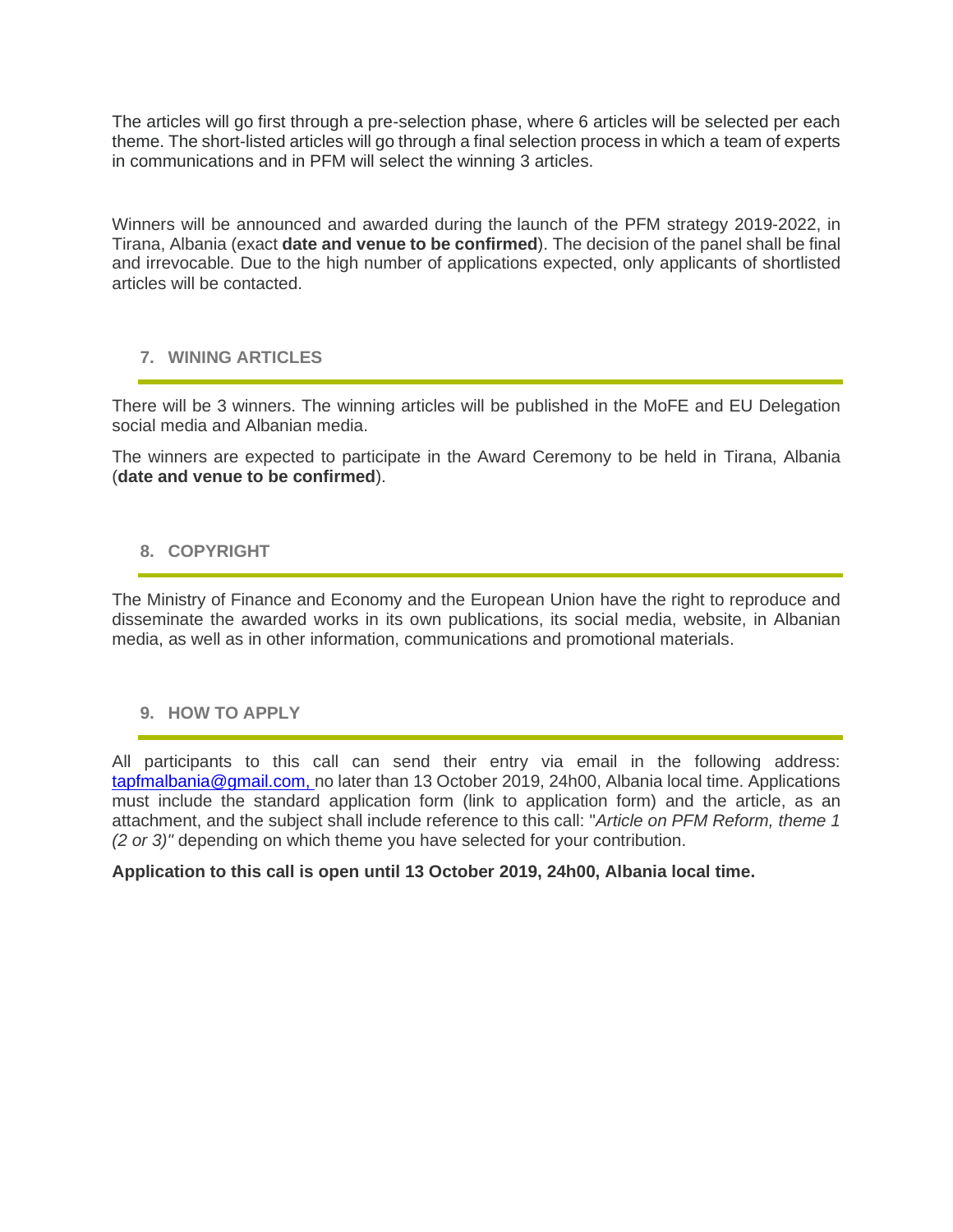The articles will go first through a pre-selection phase, where 6 articles will be selected per each theme. The short-listed articles will go through a final selection process in which a team of experts in communications and in PFM will select the winning 3 articles.

Winners will be announced and awarded during the launch of the PFM strategy 2019-2022, in Tirana, Albania (exact **date and venue to be confirmed**). The decision of the panel shall be final and irrevocable. Due to the high number of applications expected, only applicants of shortlisted articles will be contacted.

## 7. WINING ARTICLES

There will be 3 winners. The winning articles will be published in the MoFE and EU Delegation social media and Albanian media.

The winners are expected to participate in the Award Ceremony to be held in Tirana, Albania (**date and venue to be confirmed**).

## 8. COPYRIGHT

The Ministry of Finance and Economy and the European Union have the right to reproduce and disseminate the awarded works in its own publications, its social media, website, in Albanian media, as well as in other information, communications and promotional materials.

## 9. HOW TO APPLY

All participants to this call can send their entry via email in the following address: tapfmalbania@gmail.com, no later than 13 October 2019, 24h00, Albania local time. Applications must include the standard application form (link to application form) and the article, as an attachment, and the subject shall include reference to this call: "*Article on PFM Reform, theme 1 (2 or 3)"* depending on which theme you have selected for your contribution.

**Application to this call is open until 13 October 2019, 24h00, Albania local time.**